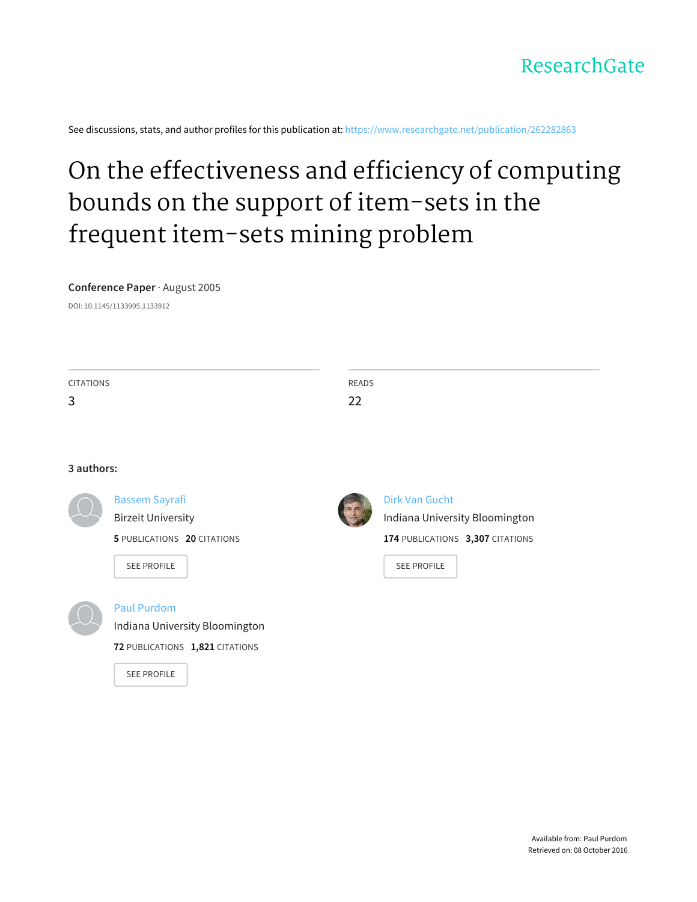ResearchGate

See discussions, stats, and author profiles for this publication at: https://www.researchgate.net/publication/262282863

# On the effectiveness and efficiency of computing bounds on the support of item-sets in the frequent item-sets mining problem

**Conference Paper** · August 2005

DOI: 10.1145/1133905.1133912

CITATIONS
3

READS
22

**3 authors:**

Bassem Sayrafi
Birzeit University
**5** PUBLICATIONS **20** CITATIONS
SEE PROFILE

Dirk Van Gucht
Indiana University Bloomington
**174** PUBLICATIONS **3,307** CITATIONS
SEE PROFILE

Paul Purdom
Indiana University Bloomington
**72** PUBLICATIONS **1,821** CITATIONS
SEE PROFILE

Available from: Paul Purdom
Retrieved on: 08 October 2016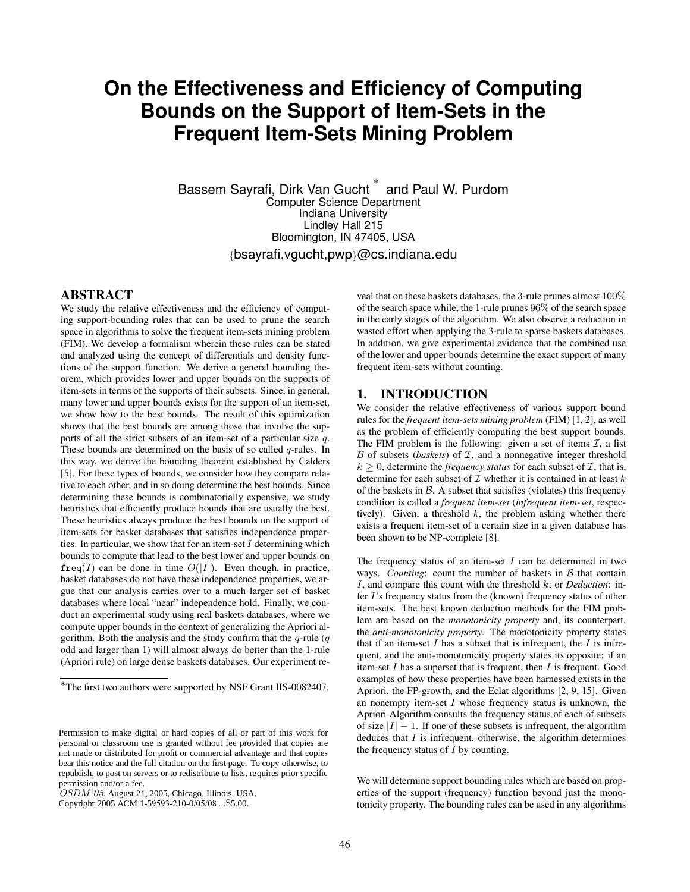# On the Effectiveness and Efficiency of Computing Bounds on the Support of Item-Sets in the Frequent Item-Sets Mining Problem

Bassem Sayrafi, Dirk Van Gucht [*] and Paul W. Purdom
Computer Science Department
Indiana University
Lindley Hall 215
Bloomington, IN 47405, USA
{bsayrafi,vgucht,pwp}@cs.indiana.edu

## ABSTRACT

We study the relative effectiveness and the efficiency of computing support-bounding rules that can be used to prune the search space in algorithms to solve the frequent item-sets mining problem (FIM). We develop a formalism wherein these rules can be stated and analyzed using the concept of differentials and density functions of the support function. We derive a general bounding theorem, which provides lower and upper bounds on the supports of item-sets in terms of the supports of their subsets. Since, in general, many lower and upper bounds exists for the support of an item-set, we show how to the best bounds. The result of this optimization shows that the best bounds are among those that involve the supports of all the strict subsets of an item-set of a particular size $q$. These bounds are determined on the basis of so called $q$-rules. In this way, we derive the bounding theorem established by Calders [5]. For these types of bounds, we consider how they compare relative to each other, and in so doing determine the best bounds. Since determining these bounds is combinatorially expensive, we study heuristics that efficiently produce bounds that are usually the best. These heuristics always produce the best bounds on the support of item-sets for basket databases that satisfies independence properties. In particular, we show that for an item-set $I$ determining which bounds to compute that lead to the best lower and upper bounds on $\texttt{freq}(I)$ can be done in time $O(|I|)$. Even though, in practice, basket databases do not have these independence properties, we argue that our analysis carries over to a much larger set of basket databases where local "near" independence hold. Finally, we conduct an experimental study using real baskets databases, where we compute upper bounds in the context of generalizing the Apriori algorithm. Both the analysis and the study confirm that the $q$-rule ($q$ odd and larger than 1) will almost always do better than the 1-rule (Apriori rule) on large dense baskets databases. Our experiment reveal that on these baskets databases, the 3-rule prunes almost $100\%$ of the search space while, the 1-rule prunes $96\%$ of the search space in the early stages of the algorithm. We also observe a reduction in wasted effort when applying the 3-rule to sparse baskets databases. In addition, we give experimental evidence that the combined use of the lower and upper bounds determine the exact support of many frequent item-sets without counting.

## 1. INTRODUCTION

We consider the relative effectiveness of various support bound rules for the *frequent item-sets mining problem* (FIM) [1, 2], as well as the problem of efficiently computing the best support bounds. The FIM problem is the following: given a set of items $\mathcal{I}$, a list $\mathcal{B}$ of subsets (*baskets*) of $\mathcal{I}$, and a nonnegative integer threshold $k \geq 0$, determine the *frequency status* for each subset of $\mathcal{I}$, that is, determine for each subset of $\mathcal{I}$ whether it is contained in at least $k$ of the baskets in $\mathcal{B}$. A subset that satisfies (violates) this frequency condition is called a *frequent item-set* (*infrequent item-set*, respectively). Given, a threshold $k$, the problem asking whether there exists a frequent item-set of a certain size in a given database has been shown to be NP-complete [8].

The frequency status of an item-set $I$ can be determined in two ways. *Counting*: count the number of baskets in $\mathcal{B}$ that contain $I$, and compare this count with the threshold $k$; or *Deduction*: infer $I$'s frequency status from the (known) frequency status of other item-sets. The best known deduction methods for the FIM problem are based on the *monotonicity property* and, its counterpart, the *anti-monotonicity property*. The monotonicity property states that if an item-set $I$ has a subset that is infrequent, the $I$ is infrequent, and the anti-monotonicity property states its opposite: if an item-set $I$ has a superset that is frequent, then $I$ is frequent. Good examples of how these properties have been harnessed exists in the Apriori, the FP-growth, and the Eclat algorithms [2, 9, 15]. Given an nonempty item-set $I$ whose frequency status is unknown, the Apriori Algorithm consults the frequency status of each of subsets of size $|I| - 1$. If one of these subsets is infrequent, the algorithm deduces that $I$ is infrequent, otherwise, the algorithm determines the frequency status of $I$ by counting.

We will determine support bounding rules which are based on properties of the support (frequency) function beyond just the monotonicity property. The bounding rules can be used in any algorithms

[*] The first two authors were supported by NSF Grant IIS-0082407.

Permission to make digital or hard copies of all or part of this work for personal or classroom use is granted without fee provided that copies are not made or distributed for profit or commercial advantage and that copies bear this notice and the full citation on the first page. To copy otherwise, to republish, to post on servers or to redistribute to lists, requires prior specific permission and/or a fee.
*OSDM'05*, August 21, 2005, Chicago, Illinois, USA.
Copyright 2005 ACM 1-59593-210-0/05/08 ...$5.00.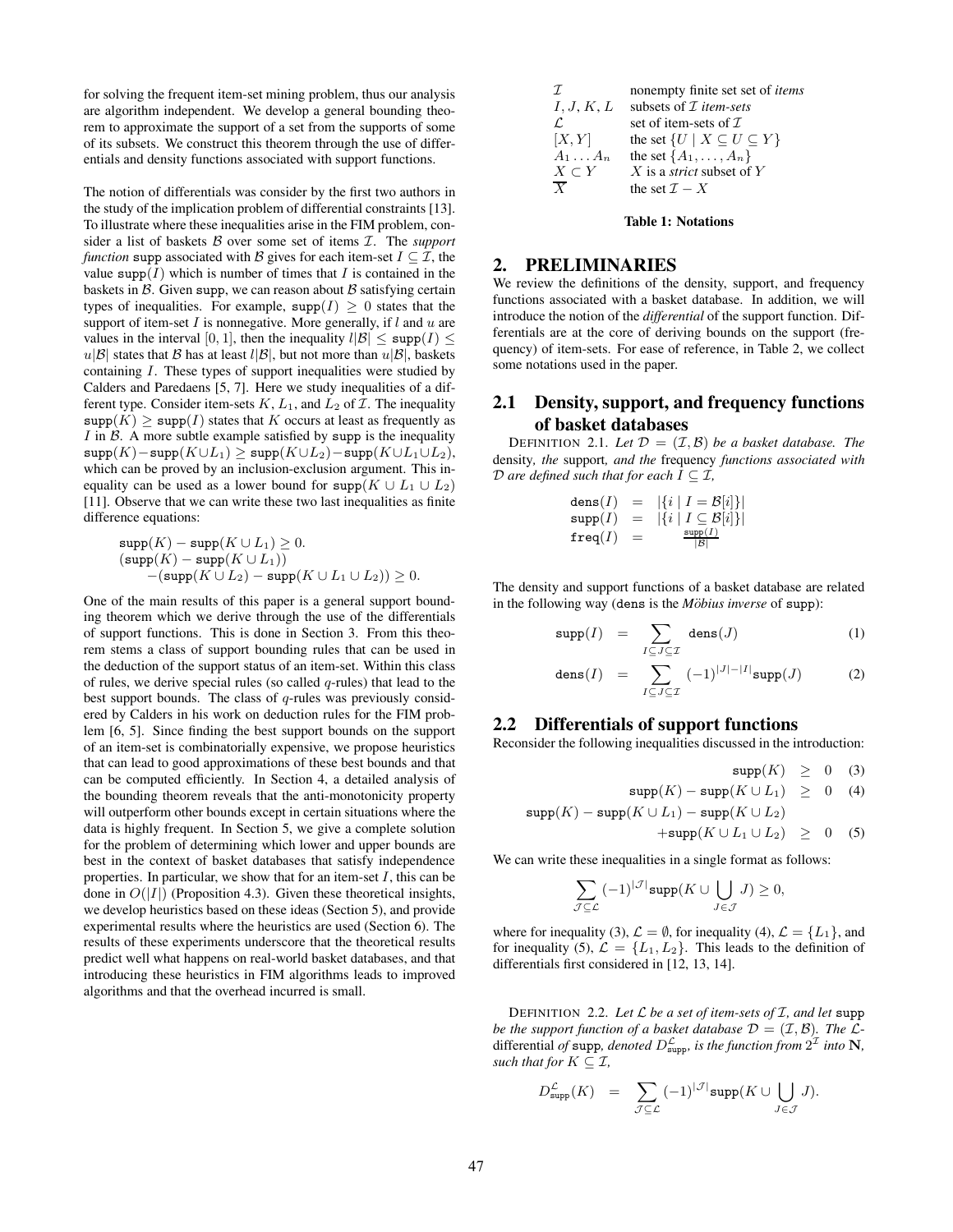for solving the frequent item-set mining problem, thus our analysis are algorithm independent. We develop a general bounding theorem to approximate the support of a set from the supports of some of its subsets. We construct this theorem through the use of differentials and density functions associated with support functions.

The notion of differentials was consider by the first two authors in the study of the implication problem of differential constraints [13]. To illustrate where these inequalities arise in the FIM problem, consider a list of baskets $\mathcal{B}$ over some set of items $\mathcal{I}$. The *support function* supp associated with $\mathcal{B}$ gives for each item-set $I \subseteq \mathcal{I}$, the value $\mathtt{supp}(I)$ which is number of times that $I$ is contained in the baskets in $\mathcal{B}$. Given supp, we can reason about $\mathcal{B}$ satisfying certain types of inequalities. For example, $\mathtt{supp}(I) \geq 0$ states that the support of item-set $I$ is nonnegative. More generally, if $l$ and $u$ are values in the interval [0, 1], then the inequality $l|\mathcal{B}| \leq \mathtt{supp}(I) \leq u|\mathcal{B}|$ states that $\mathcal{B}$ has at least $l|\mathcal{B}|$, but not more than $u|\mathcal{B}|$, baskets containing $I$. These types of support inequalities were studied by Calders and Paredaens [5, 7]. Here we study inequalities of a different type. Consider item-sets $K$, $L_1$, and $L_2$ of $\mathcal{I}$. The inequality $\mathtt{supp}(K) \geq \mathtt{supp}(I)$ states that $K$ occurs at least as frequently as $I$ in $\mathcal{B}$. A more subtle example satisfied by supp is the inequality $\mathtt{supp}(K) - \mathtt{supp}(K \cup L_1) \geq \mathtt{supp}(K \cup L_2) - \mathtt{supp}(K \cup L_1 \cup L_2)$, which can be proved by an inclusion-exclusion argument. This inequality can be used as a lower bound for $\mathtt{supp}(K \cup L_1 \cup L_2)$ [11]. Observe that we can write these two last inequalities as finite difference equations:

$$
\begin{array}{l}
\mathtt{supp}(K) - \mathtt{supp}(K \cup L_1) \geq 0. \\
(\mathtt{supp}(K) - \mathtt{supp}(K \cup L_1)) \\
\qquad -(\mathtt{supp}(K \cup L_2) - \mathtt{supp}(K \cup L_1 \cup L_2)) \geq 0.
\end{array}
$$

One of the main results of this paper is a general support bounding theorem which we derive through the use of the differentials of support functions. This is done in Section 3. From this theorem stems a class of support bounding rules that can be used in the deduction of the support status of an item-set. Within this class of rules, we derive special rules (so called $q$-rules) that lead to the best support bounds. The class of $q$-rules was previously considered by Calders in his work on deduction rules for the FIM problem [6, 5]. Since finding the best support bounds on the support of an item-set is combinatorially expensive, we propose heuristics that can lead to good approximations of these best bounds and that can be computed efficiently. In Section 4, a detailed analysis of the bounding theorem reveals that the anti-monotonicity property will outperform other bounds except in certain situations where the data is highly frequent. In Section 5, we give a complete solution for the problem of determining which lower and upper bounds are best in the context of basket databases that satisfy independence properties. In particular, we show that for an item-set $I$, this can be done in $O(|I|)$ (Proposition 4.3). Given these theoretical insights, we develop heuristics based on these ideas (Section 5), and provide experimental results where the heuristics are used (Section 6). The results of these experiments underscore that the theoretical results predict well what happens on real-world basket databases, and that introducing these heuristics in FIM algorithms leads to improved algorithms and that the overhead incurred is small.

| | |
|---|---|
| $\mathcal{I}$ | nonempty finite set set of *items* |
| $I, J, K, L$ | subsets of $\mathcal{I}$ *item-sets* |
| $\mathcal{L}$ | set of item-sets of $\mathcal{I}$ |
| $[X, Y]$ | the set $\{U \mid X \subseteq U \subseteq Y\}$ |
| $A_1 \dots A_n$ | the set $\{A_1, \dots, A_n\}$ |
| $X \subset Y$ | $X$ is a *strict* subset of $Y$ |
| $\overline{X}$ | the set $\mathcal{I} - X$ |

**Table 1: Notations**

## 2. PRELIMINARIES

We review the definitions of the density, support, and frequency functions associated with a basket database. In addition, we will introduce the notion of the *differential* of the support function. Differentials are at the core of deriving bounds on the support (frequency) of item-sets. For ease of reference, in Table 2, we collect some notations used in the paper.

### 2.1 Density, support, and frequency functions of basket databases

DEFINITION 2.1. *Let $\mathcal{D} = (\mathcal{I}, \mathcal{B})$ be a basket database. The* density*, the* support*, and the* frequency *functions associated with $\mathcal{D}$ are defined such that for each $I \subseteq \mathcal{I}$,*

$$
\begin{array}{rcl}
\mathtt{dens}(I) & = & |\{i \mid I = \mathcal{B}[i]\}| \\
\mathtt{supp}(I) & = & |\{i \mid I \subseteq \mathcal{B}[i]\}| \\
\mathtt{freq}(I) & = & \frac{\mathtt{supp}(I)}{|\mathcal{B}|}
\end{array}
$$

The density and support functions of a basket database are related in the following way (dens is the *Möbius inverse* of supp):

$$
\mathtt{supp}(I) = \sum_{I \subseteq J \subseteq \mathcal{I}} \mathtt{dens}(J) \qquad (1)
$$

$$
\mathtt{dens}(I) = \sum_{I \subseteq J \subseteq \mathcal{I}} (-1)^{|J| - |I|} \mathtt{supp}(J) \qquad (2)
$$

### 2.2 Differentials of support functions

Reconsider the following inequalities discussed in the introduction:

$$
\begin{array}{rcll}
\mathtt{supp}(K) & \geq & 0 & (3) \\
\mathtt{supp}(K) - \mathtt{supp}(K \cup L_1) & \geq & 0 & (4) \\
\mathtt{supp}(K) - \mathtt{supp}(K \cup L_1) - \mathtt{supp}(K \cup L_2) & & & \\
+\mathtt{supp}(K \cup L_1 \cup L_2) & \geq & 0 & (5)
\end{array}
$$

We can write these inequalities in a single format as follows:

$$
\sum_{\mathcal{J} \subseteq \mathcal{L}} (-1)^{|\mathcal{J}|} \mathtt{supp}(K \cup \bigcup_{J \in \mathcal{J}} J) \geq 0,
$$

where for inequality (3), $\mathcal{L} = \emptyset$, for inequality (4), $\mathcal{L} = \{L_1\}$, and for inequality (5), $\mathcal{L} = \{L_1, L_2\}$. This leads to the definition of differentials first considered in [12, 13, 14].

DEFINITION 2.2. *Let $\mathcal{L}$ be a set of item-sets of $\mathcal{I}$, and let* supp *be the support function of a basket database $\mathcal{D} = (\mathcal{I}, \mathcal{B})$. The $\mathcal{L}$-*differential *of* supp*, denoted $D^{\mathcal{L}}_{\mathtt{supp}}$, is the function from $2^{\mathcal{I}}$ into $\mathbf{N}$, such that for $K \subseteq \mathcal{I}$,*

$$
D^{\mathcal{L}}_{\mathtt{supp}}(K) = \sum_{\mathcal{J} \subseteq \mathcal{L}} (-1)^{|\mathcal{J}|} \mathtt{supp}(K \cup \bigcup_{J \in \mathcal{J}} J).
$$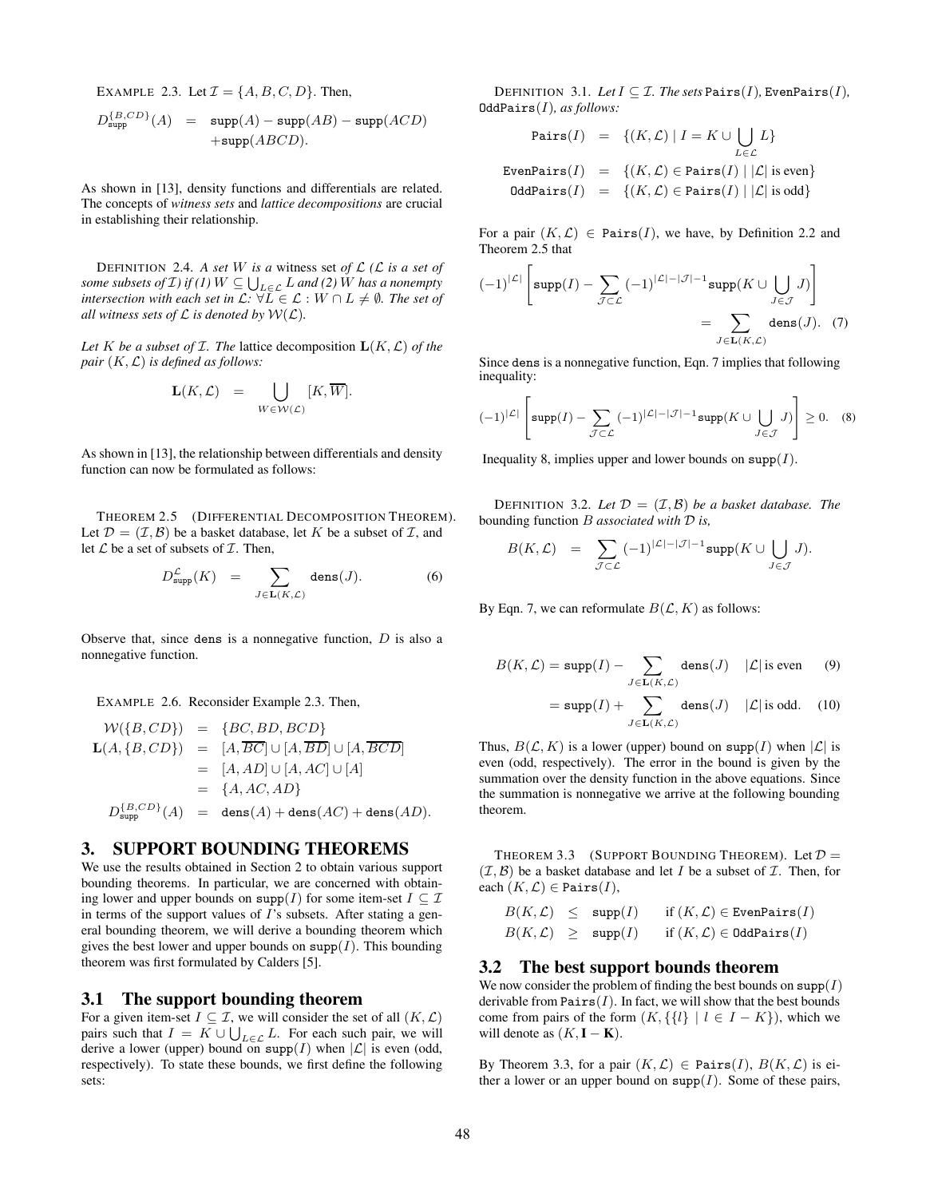EXAMPLE 2.3. Let $\mathcal{I} = \{A, B, C, D\}$. Then,

$$D^{\{B,CD\}}_{\texttt{supp}}(A) \;=\; \texttt{supp}(A) - \texttt{supp}(AB) - \texttt{supp}(ACD) + \texttt{supp}(ABCD).$$

As shown in [13], density functions and differentials are related. The concepts of *witness sets* and *lattice decompositions* are crucial in establishing their relationship.

DEFINITION 2.4. *A set $W$ is a* witness set *of $\mathcal{L}$ ($\mathcal{L}$ is a set of some subsets of $\mathcal{I}$) if (1) $W \subseteq \bigcup_{L\in\mathcal{L}} L$ and (2) $W$ has a nonempty intersection with each set in $\mathcal{L}$: $\forall L \in \mathcal{L} : W \cap L \neq \emptyset$. The set of all witness sets of $\mathcal{L}$ is denoted by $\mathcal{W}(\mathcal{L})$.*

*Let $K$ be a subset of $\mathcal{I}$. The* lattice decomposition $\mathbf{L}(K,\mathcal{L})$ *of the pair $(K,\mathcal{L})$ is defined as follows:*

$$\mathbf{L}(K,\mathcal{L}) \;=\; \bigcup_{W\in\mathcal{W}(\mathcal{L})} [K, \overline{W}].$$

As shown in [13], the relationship between differentials and density function can now be formulated as follows:

THEOREM 2.5 (DIFFERENTIAL DECOMPOSITION THEOREM). Let $\mathcal{D} = (\mathcal{I}, \mathcal{B})$ be a basket database, let $K$ be a subset of $\mathcal{I}$, and let $\mathcal{L}$ be a set of subsets of $\mathcal{I}$. Then,

$$D^{\mathcal{L}}_{\texttt{supp}}(K) \;=\; \sum_{J\in\mathbf{L}(K,\mathcal{L})} \texttt{dens}(J). \qquad (6)$$

Observe that, since dens is a nonnegative function, $D$ is also a nonnegative function.

EXAMPLE 2.6. Reconsider Example 2.3. Then,

$$\begin{aligned}
\mathcal{W}(\{B,CD\}) &= \{BC, BD, BCD\}\\
\mathbf{L}(A,\{B,CD\}) &= [A,\overline{BC}] \cup [A,\overline{BD}] \cup [A,\overline{BCD}]\\
&= [A,AD] \cup [A,AC] \cup [A]\\
&= \{A, AC, AD\}\\
D^{\{B,CD\}}_{\texttt{supp}}(A) &= \texttt{dens}(A) + \texttt{dens}(AC) + \texttt{dens}(AD).
\end{aligned}$$

# 3. SUPPORT BOUNDING THEOREMS

We use the results obtained in Section 2 to obtain various support bounding theorems. In particular, we are concerned with obtaining lower and upper bounds on $\texttt{supp}(I)$ for some item-set $I \subseteq \mathcal{I}$ in terms of the support values of $I$'s subsets. After stating a general bounding theorem, we will derive a bounding theorem which gives the best lower and upper bounds on $\texttt{supp}(I)$. This bounding theorem was first formulated by Calders [5].

## 3.1 The support bounding theorem

For a given item-set $I \subseteq \mathcal{I}$, we will consider the set of all $(K,\mathcal{L})$ pairs such that $I = K \cup \bigcup_{L\in\mathcal{L}} L$. For each such pair, we will derive a lower (upper) bound on $\texttt{supp}(I)$ when $|\mathcal{L}|$ is even (odd, respectively). To state these bounds, we first define the following sets:

DEFINITION 3.1. *Let $I \subseteq \mathcal{I}$. The sets* $\texttt{Pairs}(I)$, $\texttt{EvenPairs}(I)$, $\texttt{OddPairs}(I)$*, as follows:*

$$\begin{aligned}
\texttt{Pairs}(I) &= \{(K,\mathcal{L}) \mid I = K \cup \bigcup_{L\in\mathcal{L}} L\}\\
\texttt{EvenPairs}(I) &= \{(K,\mathcal{L}) \in \texttt{Pairs}(I) \mid |\mathcal{L}| \text{ is even}\}\\
\texttt{OddPairs}(I) &= \{(K,\mathcal{L}) \in \texttt{Pairs}(I) \mid |\mathcal{L}| \text{ is odd}\}
\end{aligned}$$

For a pair $(K,\mathcal{L}) \in \texttt{Pairs}(I)$, we have, by Definition 2.2 and Theorem 2.5 that

$$(-1)^{|\mathcal{L}|}\left[\texttt{supp}(I) - \sum_{\mathcal{J}\subset\mathcal{L}} (-1)^{|\mathcal{L}|-|\mathcal{J}|-1}\texttt{supp}(K \cup \bigcup_{J\in\mathcal{J}} J)\right] = \sum_{J\in\mathbf{L}(K,\mathcal{L})} \texttt{dens}(J). \quad (7)$$

Since dens is a nonnegative function, Eqn. 7 implies that following inequality:

$$(-1)^{|\mathcal{L}|}\left[\texttt{supp}(I) - \sum_{\mathcal{J}\subset\mathcal{L}} (-1)^{|\mathcal{L}|-|\mathcal{J}|-1}\texttt{supp}(K \cup \bigcup_{J\in\mathcal{J}} J)\right] \geq 0. \quad (8)$$

Inequality 8, implies upper and lower bounds on $\texttt{supp}(I)$.

DEFINITION 3.2. *Let $\mathcal{D} = (\mathcal{I}, \mathcal{B})$ be a basket database. The* bounding function $B$ *associated with $\mathcal{D}$ is,*

$$B(K,\mathcal{L}) \;=\; \sum_{\mathcal{J}\subset\mathcal{L}} (-1)^{|\mathcal{L}|-|\mathcal{J}|-1}\texttt{supp}(K \cup \bigcup_{J\in\mathcal{J}} J).$$

By Eqn. 7, we can reformulate $B(\mathcal{L}, K)$ as follows:

$$B(K,\mathcal{L}) = \texttt{supp}(I) - \sum_{J\in\mathbf{L}(K,\mathcal{L})} \texttt{dens}(J) \quad |\mathcal{L}| \text{ is even} \qquad (9)$$

$$= \texttt{supp}(I) + \sum_{J\in\mathbf{L}(K,\mathcal{L})} \texttt{dens}(J) \quad |\mathcal{L}| \text{ is odd}. \qquad (10)$$

Thus, $B(\mathcal{L}, K)$ is a lower (upper) bound on $\texttt{supp}(I)$ when $|\mathcal{L}|$ is even (odd, respectively). The error in the bound is given by the summation over the density function in the above equations. Since the summation is nonnegative we arrive at the following bounding theorem.

THEOREM 3.3 (SUPPORT BOUNDING THEOREM). Let $\mathcal{D} = (\mathcal{I}, \mathcal{B})$ be a basket database and let $I$ be a subset of $\mathcal{I}$. Then, for each $(K,\mathcal{L}) \in \texttt{Pairs}(I)$,

$$\begin{aligned}
B(K,\mathcal{L}) &\leq \texttt{supp}(I) \quad \text{if } (K,\mathcal{L}) \in \texttt{EvenPairs}(I)\\
B(K,\mathcal{L}) &\geq \texttt{supp}(I) \quad \text{if } (K,\mathcal{L}) \in \texttt{OddPairs}(I)
\end{aligned}$$

## 3.2 The best support bounds theorem

We now consider the problem of finding the best bounds on $\texttt{supp}(I)$ derivable from $\texttt{Pairs}(I)$. In fact, we will show that the best bounds come from pairs of the form $(K, \{\{l\} \mid l \in I - K\})$, which we will denote as $(K, \mathbf{I} - \mathbf{K})$.

By Theorem 3.3, for a pair $(K,\mathcal{L}) \in \texttt{Pairs}(I)$, $B(K,\mathcal{L})$ is either a lower or an upper bound on $\texttt{supp}(I)$. Some of these pairs,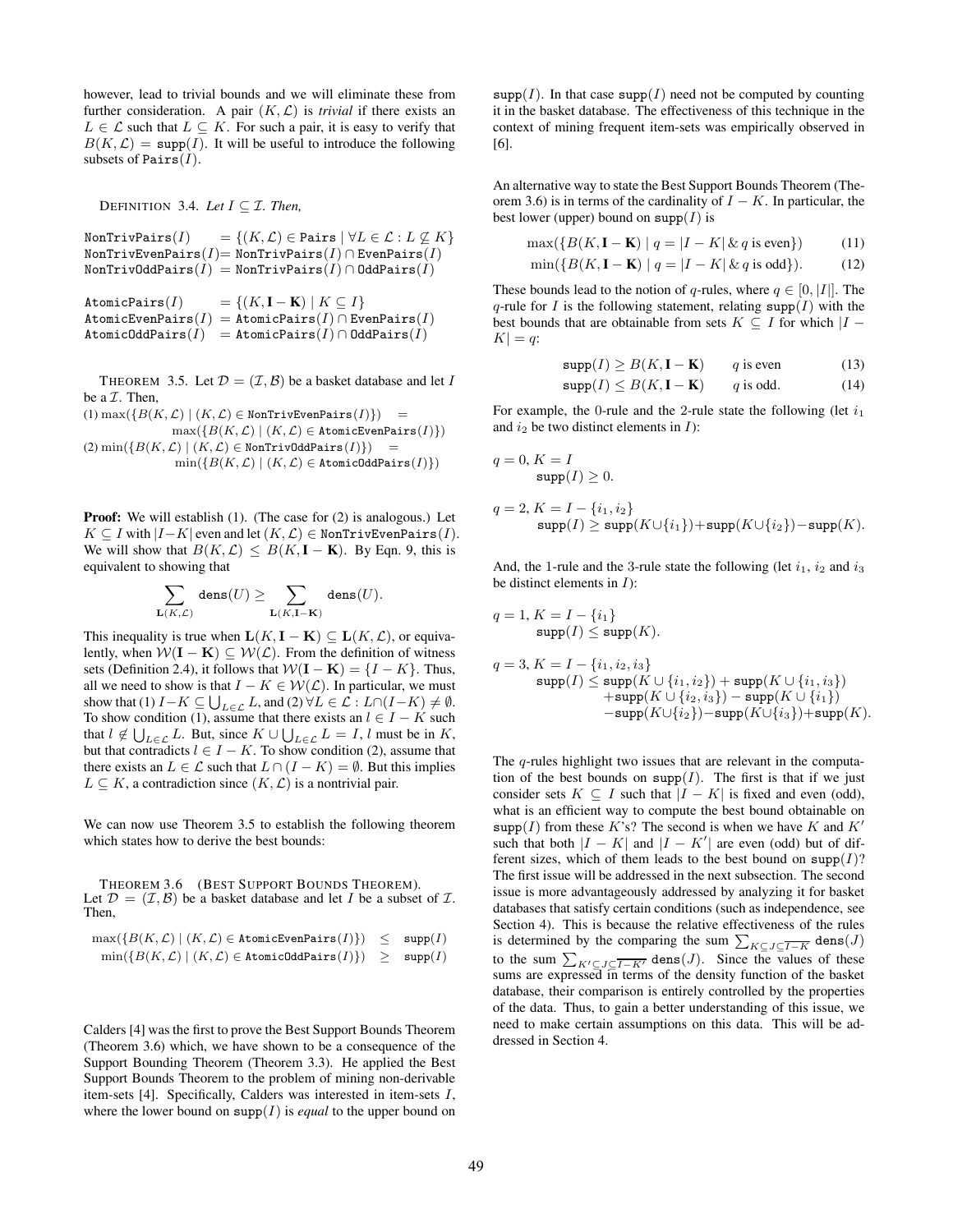however, lead to trivial bounds and we will eliminate these from further consideration. A pair $(K, \mathcal{L})$ is *trivial* if there exists an $L \in \mathcal{L}$ such that $L \subseteq K$. For such a pair, it is easy to verify that $B(K, \mathcal{L}) = \texttt{supp}(I)$. It will be useful to introduce the following subsets of $\texttt{Pairs}(I)$.

DEFINITION 3.4. *Let $I \subseteq \mathcal{I}$. Then,*

$$\texttt{NonTrivPairs}(I) = \{(K, \mathcal{L}) \in \texttt{Pairs} \mid \forall L \in \mathcal{L} : L \not\subseteq K\}$$
$$\texttt{NonTrivEvenPairs}(I) = \texttt{NonTrivPairs}(I) \cap \texttt{EvenPairs}(I)$$
$$\texttt{NonTrivOddPairs}(I) = \texttt{NonTrivPairs}(I) \cap \texttt{OddPairs}(I)$$

$$\texttt{AtomicPairs}(I) = \{(K, \mathbf{I} - \mathbf{K}) \mid K \subseteq I\}$$
$$\texttt{AtomicEvenPairs}(I) = \texttt{AtomicPairs}(I) \cap \texttt{EvenPairs}(I)$$
$$\texttt{AtomicOddPairs}(I) = \texttt{AtomicPairs}(I) \cap \texttt{OddPairs}(I)$$

THEOREM 3.5. Let $\mathcal{D} = (\mathcal{I}, \mathcal{B})$ be a basket database and let $I$ be a $\mathcal{I}$. Then,

(1) $\max(\{B(K, \mathcal{L}) \mid (K, \mathcal{L}) \in \texttt{NonTrivEvenPairs}(I)\}) = \max(\{B(K, \mathcal{L}) \mid (K, \mathcal{L}) \in \texttt{AtomicEvenPairs}(I)\})$

(2) $\min(\{B(K, \mathcal{L}) \mid (K, \mathcal{L}) \in \texttt{NonTrivOddPairs}(I)\}) = \min(\{B(K, \mathcal{L}) \mid (K, \mathcal{L}) \in \texttt{AtomicOddPairs}(I)\})$

**Proof:** We will establish (1). (The case for (2) is analogous.) Let $K \subseteq I$ with $|I-K|$ even and let $(K, \mathcal{L}) \in \texttt{NonTrivEvenPairs}(I)$. We will show that $B(K, \mathcal{L}) \leq B(K, \mathbf{I} - \mathbf{K})$. By Eqn. 9, this is equivalent to showing that

$$\sum_{\mathbf{L}(K,\mathcal{L})} \texttt{dens}(U) \geq \sum_{\mathbf{L}(K,\mathbf{I}-\mathbf{K})} \texttt{dens}(U).$$

This inequality is true when $\mathbf{L}(K, \mathbf{I} - \mathbf{K}) \subseteq \mathbf{L}(K, \mathcal{L})$, or equivalently, when $\mathcal{W}(\mathbf{I} - \mathbf{K}) \subseteq \mathcal{W}(\mathcal{L})$. From the definition of witness sets (Definition 2.4), it follows that $\mathcal{W}(\mathbf{I} - \mathbf{K}) = \{I - K\}$. Thus, all we need to show is that $I - K \in \mathcal{W}(\mathcal{L})$. In particular, we must show that (1) $I - K \subseteq \bigcup_{L \in \mathcal{L}} L$, and (2) $\forall L \in \mathcal{L} : L \cap (I - K) \neq \emptyset$. To show condition (1), assume that there exists an $l \in I - K$ such that $l \notin \bigcup_{L \in \mathcal{L}} L$. But, since $K \cup \bigcup_{L \in \mathcal{L}} L = I$, $l$ must be in $K$, but that contradicts $l \in I - K$. To show condition (2), assume that there exists an $L \in \mathcal{L}$ such that $L \cap (I - K) = \emptyset$. But this implies $L \subseteq K$, a contradiction since $(K, \mathcal{L})$ is a nontrivial pair.

We can now use Theorem 3.5 to establish the following theorem which states how to derive the best bounds:

THEOREM 3.6 (BEST SUPPORT BOUNDS THEOREM). Let $\mathcal{D} = (\mathcal{I}, \mathcal{B})$ be a basket database and let $I$ be a subset of $\mathcal{I}$. Then,

$$\max(\{B(K, \mathcal{L}) \mid (K, \mathcal{L}) \in \texttt{AtomicEvenPairs}(I)\}) \leq \texttt{supp}(I)$$
$$\min(\{B(K, \mathcal{L}) \mid (K, \mathcal{L}) \in \texttt{AtomicOddPairs}(I)\}) \geq \texttt{supp}(I)$$

Calders [4] was the first to prove the Best Support Bounds Theorem (Theorem 3.6) which, we have shown to be a consequence of the Support Bounding Theorem (Theorem 3.3). He applied the Best Support Bounds Theorem to the problem of mining non-derivable item-sets [4]. Specifically, Calders was interested in item-sets $I$, where the lower bound on $\texttt{supp}(I)$ is *equal* to the upper bound on $\texttt{supp}(I)$. In that case $\texttt{supp}(I)$ need not be computed by counting it in the basket database. The effectiveness of this technique in the context of mining frequent item-sets was empirically observed in [6].

An alternative way to state the Best Support Bounds Theorem (Theorem 3.6) is in terms of the cardinality of $I - K$. In particular, the best lower (upper) bound on $\texttt{supp}(I)$ is

$$\max(\{B(K, \mathbf{I} - \mathbf{K}) \mid q = |I - K| \,\&\, q \text{ is even}\}) \tag{11}$$
$$\min(\{B(K, \mathbf{I} - \mathbf{K}) \mid q = |I - K| \,\&\, q \text{ is odd}\}). \tag{12}$$

These bounds lead to the notion of $q$-rules, where $q \in [0, |I|]$. The $q$-rule for $I$ is the following statement, relating $\texttt{supp}(I)$ with the best bounds that are obtainable from sets $K \subseteq I$ for which $|I - K| = q$:

$$\texttt{supp}(I) \geq B(K, \mathbf{I} - \mathbf{K}) \qquad q \text{ is even} \tag{13}$$
$$\texttt{supp}(I) \leq B(K, \mathbf{I} - \mathbf{K}) \qquad q \text{ is odd}. \tag{14}$$

For example, the 0-rule and the 2-rule state the following (let $i_1$ and $i_2$ be two distinct elements in $I$):

$q = 0, K = I$
$$\texttt{supp}(I) \geq 0.$$

$q = 2, K = I - \{i_1, i_2\}$
$$\texttt{supp}(I) \geq \texttt{supp}(K \cup \{i_1\}) + \texttt{supp}(K \cup \{i_2\}) - \texttt{supp}(K).$$

And, the 1-rule and the 3-rule state the following (let $i_1$, $i_2$ and $i_3$ be distinct elements in $I$):

$q = 1, K = I - \{i_1\}$
$$\texttt{supp}(I) \leq \texttt{supp}(K).$$

$q = 3, K = I - \{i_1, i_2, i_3\}$
$$\begin{aligned}\texttt{supp}(I) \leq\ & \texttt{supp}(K \cup \{i_1, i_2\}) + \texttt{supp}(K \cup \{i_1, i_3\}) \\ & + \texttt{supp}(K \cup \{i_2, i_3\}) - \texttt{supp}(K \cup \{i_1\}) \\ & - \texttt{supp}(K \cup \{i_2\}) - \texttt{supp}(K \cup \{i_3\}) + \texttt{supp}(K).\end{aligned}$$

The $q$-rules highlight two issues that are relevant in the computation of the best bounds on $\texttt{supp}(I)$. The first is that if we just consider sets $K \subseteq I$ such that $|I - K|$ is fixed and even (odd), what is an efficient way to compute the best bound obtainable on $\texttt{supp}(I)$ from these $K$'s? The second is when we have $K$ and $K'$ such that both $|I - K|$ and $|I - K'|$ are even (odd) but of different sizes, which of them leads to the best bound on $\texttt{supp}(I)$? The first issue will be addressed in the next subsection. The second issue is more advantageously addressed by analyzing it for basket databases that satisfy certain conditions (such as independence, see Section 4). This is because the relative effectiveness of the rules is determined by the comparing the sum $\sum_{K \subseteq J \subseteq \overline{I-K}} \texttt{dens}(J)$ to the sum $\sum_{K' \subseteq J \subseteq \overline{I-K'}} \texttt{dens}(J)$. Since the values of these sums are expressed in terms of the density function of the basket database, their comparison is entirely controlled by the properties of the data. Thus, to gain a better understanding of this issue, we need to make certain assumptions on this data. This will be addressed in Section 4.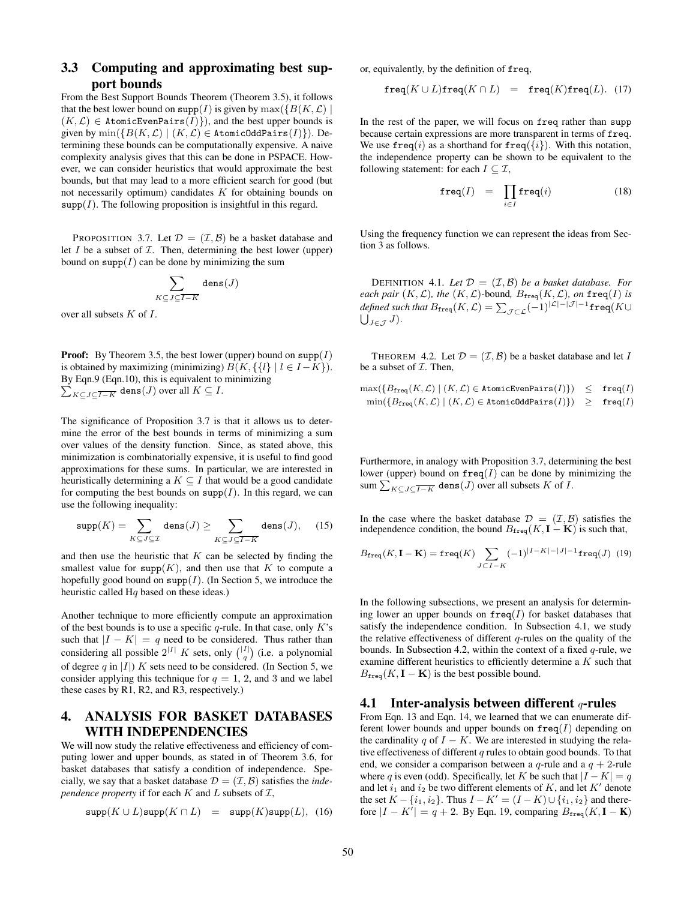### 3.3 Computing and approximating best support bounds

From the Best Support Bounds Theorem (Theorem 3.5), it follows that the best lower bound on $\texttt{supp}(I)$ is given by $\max(\{B(K,\mathcal{L}) \mid (K,\mathcal{L}) \in \texttt{AtomicEvenPairs}(I)\})$, and the best upper bounds is given by $\min(\{B(K,\mathcal{L}) \mid (K,\mathcal{L}) \in \texttt{AtomicOddPairs}(I)\})$. Determining these bounds can be computationally expensive. A naive complexity analysis gives that this can be done in PSPACE. However, we can consider heuristics that would approximate the best bounds, but that may lead to a more efficient search for good (but not necessarily optimum) candidates $K$ for obtaining bounds on $\texttt{supp}(I)$. The following proposition is insightful in this regard.

PROPOSITION 3.7. Let $\mathcal{D} = (\mathcal{I}, \mathcal{B})$ be a basket database and let $I$ be a subset of $\mathcal{I}$. Then, determining the best lower (upper) bound on $\texttt{supp}(I)$ can be done by minimizing the sum

$$\sum_{K \subseteq J \subseteq \overline{I-K}} \texttt{dens}(J)$$

over all subsets $K$ of $I$.

**Proof:** By Theorem 3.5, the best lower (upper) bound on $\texttt{supp}(I)$ is obtained by maximizing (minimizing) $B(K, \{\{l\} \mid l \in I-K\})$. By Eqn.9 (Eqn.10), this is equivalent to minimizing $\sum_{K \subseteq J \subseteq \overline{I-K}} \texttt{dens}(J)$ over all $K \subseteq I$.

The significance of Proposition 3.7 is that it allows us to determine the error of the best bounds in terms of minimizing a sum over values of the density function. Since, as stated above, this minimization is combinatorially expensive, it is useful to find good approximations for these sums. In particular, we are interested in heuristically determining a $K \subseteq I$ that would be a good candidate for computing the best bounds on $\texttt{supp}(I)$. In this regard, we can use the following inequality:

$$\texttt{supp}(K) = \sum_{K \subseteq J \subseteq \mathcal{I}} \texttt{dens}(J) \geq \sum_{K \subseteq J \subseteq \overline{I-K}} \texttt{dens}(J), \quad (15)$$

and then use the heuristic that $K$ can be selected by finding the smallest value for $\texttt{supp}(K)$, and then use that $K$ to compute a hopefully good bound on $\texttt{supp}(I)$. (In Section 5, we introduce the heuristic called H$q$ based on these ideas.)

Another technique to more efficiently compute an approximation of the best bounds is to use a specific $q$-rule. In that case, only $K$'s such that $|I - K| = q$ need to be considered. Thus rather than considering all possible $2^{|I|}$ $K$ sets, only $\binom{|I|}{q}$ (i.e. a polynomial of degree $q$ in $|I|$) $K$ sets need to be considered. (In Section 5, we consider applying this technique for $q = 1$, 2, and 3 and we label these cases by R1, R2, and R3, respectively.)

## 4. ANALYSIS FOR BASKET DATABASES WITH INDEPENDENCIES

We will now study the relative effectiveness and efficiency of computing lower and upper bounds, as stated in of Theorem 3.6, for basket databases that satisfy a condition of independence. Specially, we say that a basket database $\mathcal{D} = (\mathcal{I}, \mathcal{B})$ satisfies the *independence property* if for each $K$ and $L$ subsets of $\mathcal{I}$,

$$\texttt{supp}(K \cup L)\texttt{supp}(K \cap L) = \texttt{supp}(K)\texttt{supp}(L), \quad (16)$$

or, equivalently, by the definition of freq,

$$\texttt{freq}(K \cup L)\texttt{freq}(K \cap L) = \texttt{freq}(K)\texttt{freq}(L). \quad (17)$$

In the rest of the paper, we will focus on freq rather than supp because certain expressions are more transparent in terms of freq. We use $\texttt{freq}(i)$ as a shorthand for $\texttt{freq}(\{i\})$. With this notation, the independence property can be shown to be equivalent to the following statement: for each $I \subseteq \mathcal{I}$,

$$\texttt{freq}(I) = \prod_{i \in I} \texttt{freq}(i) \quad (18)$$

Using the frequency function we can represent the ideas from Section 3 as follows.

DEFINITION 4.1. *Let $\mathcal{D} = (\mathcal{I}, \mathcal{B})$ be a basket database. For each pair $(K, \mathcal{L})$, the $(K, \mathcal{L})$-bound, $B_{\texttt{freq}}(K, \mathcal{L})$, on $\texttt{freq}(I)$ is defined such that $B_{\texttt{freq}}(K, \mathcal{L}) = \sum_{\mathcal{J} \subset \mathcal{L}} (-1)^{|\mathcal{L}|-|\mathcal{J}|-1} \texttt{freq}(K \cup \bigcup_{J \in \mathcal{J}} J)$.*

THEOREM 4.2. Let $\mathcal{D} = (\mathcal{I}, \mathcal{B})$ be a basket database and let $I$ be a subset of $\mathcal{I}$. Then,

$$\max(\{B_{\texttt{freq}}(K, \mathcal{L}) \mid (K, \mathcal{L}) \in \texttt{AtomicEvenPairs}(I)\}) \leq \texttt{freq}(I)$$
$$\min(\{B_{\texttt{freq}}(K, \mathcal{L}) \mid (K, \mathcal{L}) \in \texttt{AtomicOddPairs}(I)\}) \geq \texttt{freq}(I)$$

Furthermore, in analogy with Proposition 3.7, determining the best lower (upper) bound on $\texttt{freq}(I)$ can be done by minimizing the sum $\sum_{K \subseteq J \subseteq \overline{I-K}} \texttt{dens}(J)$ over all subsets $K$ of $I$.

In the case where the basket database $\mathcal{D} = (\mathcal{I}, \mathcal{B})$ satisfies the independence condition, the bound $B_{\texttt{freq}}(K, \mathbf{I} - \mathbf{K})$ is such that,

$$B_{\texttt{freq}}(K, \mathbf{I} - \mathbf{K}) = \texttt{freq}(K) \sum_{J \subset I-K} (-1)^{|I-K|-|J|-1} \texttt{freq}(J) \quad (19)$$

In the following subsections, we present an analysis for determining lower an upper bounds on $\texttt{freq}(I)$ for basket databases that satisfy the independence condition. In Subsection 4.1, we study the relative effectiveness of different $q$-rules on the quality of the bounds. In Subsection 4.2, within the context of a fixed $q$-rule, we examine different heuristics to efficiently determine a $K$ such that $B_{\texttt{freq}}(K, \mathbf{I} - \mathbf{K})$ is the best possible bound.

### 4.1 Inter-analysis between different $q$-rules

From Eqn. 13 and Eqn. 14, we learned that we can enumerate different lower bounds and upper bounds on $\texttt{freq}(I)$ depending on the cardinality $q$ of $I - K$. We are interested in studying the relative effectiveness of different $q$ rules to obtain good bounds. To that end, we consider a comparison between a $q$-rule and a $q+2$-rule where $q$ is even (odd). Specifically, let $K$ be such that $|I - K| = q$ and let $i_1$ and $i_2$ be two different elements of $K$, and let $K'$ denote the set $K - \{i_1, i_2\}$. Thus $I - K' = (I - K) \cup \{i_1, i_2\}$ and therefore $|I - K'| = q + 2$. By Eqn. 19, comparing $B_{\texttt{freq}}(K, \mathbf{I} - \mathbf{K})$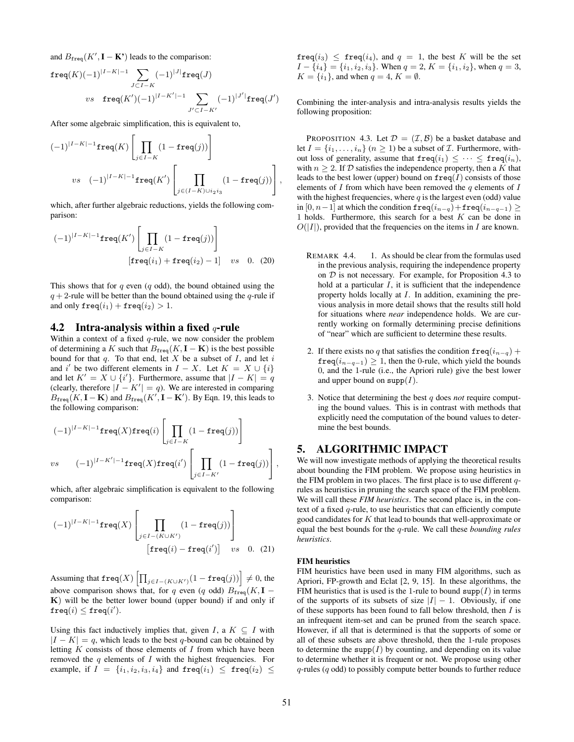and $B_{\texttt{freq}}(K', \mathbf{I} - \mathbf{K'})$ leads to the comparison:

$$\texttt{freq}(K)(-1)^{|I-K|-1} \sum_{J \subset I-K} (-1)^{|J|}\texttt{freq}(J)$$

$$vs \quad \texttt{freq}(K')(-1)^{|I-K'|-1} \sum_{J' \subset I-K'} (-1)^{|J'|}\texttt{freq}(J')$$

After some algebraic simplification, this is equivalent to,

$$(-1)^{|I-K|-1}\texttt{freq}(K) \left[ \prod_{j \in I-K} (1 - \texttt{freq}(j)) \right]$$

$$vs \quad (-1)^{|I-K|-1}\texttt{freq}(K') \left[ \prod_{j \in (I-K) \cup i_2 i_3} (1 - \texttt{freq}(j)) \right],$$

which, after further algebraic reductions, yields the following comparison:

$$(-1)^{|I-K|-1}\texttt{freq}(K') \left[ \prod_{j \in I-K} (1 - \texttt{freq}(j)) \right]$$

$$[\texttt{freq}(i_1) + \texttt{freq}(i_2) - 1] \quad vs \quad 0. \quad (20)$$

This shows that for $q$ even ($q$ odd), the bound obtained using the $q+2$-rule will be better than the bound obtained using the $q$-rule if and only $\texttt{freq}(i_1) + \texttt{freq}(i_2) > 1$.

## 4.2 Intra-analysis within a fixed $q$-rule

Within a context of a fixed $q$-rule, we now consider the problem of determining a $K$ such that $B_{\texttt{freq}}(K, \mathbf{I} - \mathbf{K})$ is the best possible bound for that $q$. To that end, let $X$ be a subset of $I$, and let $i$ and $i'$ be two different elements in $I - X$. Let $K = X \cup \{i\}$ and let $K' = X \cup \{i'\}$. Furthermore, assume that $|I - K| = q$ (clearly, therefore $|I - K'| = q$). We are interested in comparing $B_{\texttt{freq}}(K, \mathbf{I} - \mathbf{K})$ and $B_{\texttt{freq}}(K', \mathbf{I} - \mathbf{K'})$. By Eqn. 19, this leads to the following comparison:

$$(-1)^{|I-K|-1}\texttt{freq}(X)\texttt{freq}(i) \left[ \prod_{j \in I-K} (1 - \texttt{freq}(j)) \right]$$

$$vs \qquad (-1)^{|I-K'|-1}\texttt{freq}(X)\texttt{freq}(i') \left[ \prod_{j \in I-K'} (1 - \texttt{freq}(j)) \right],$$

which, after algebraic simplification is equivalent to the following comparison:

$$(-1)^{|I-K|-1}\texttt{freq}(X) \left[ \prod_{j \in I-(K \cup K')} (1 - \texttt{freq}(j)) \right]$$

$$\left[\texttt{freq}(i) - \texttt{freq}(i')\right] \quad vs \quad 0. \quad (21)$$

Assuming that $\texttt{freq}(X) \left[\prod_{j \in I-(K \cup K')} (1 - \texttt{freq}(j))\right] \neq 0$, the above comparison shows that, for $q$ even ($q$ odd) $B_{\texttt{freq}}(K, \mathbf{I} - \mathbf{K})$ will be the better lower bound (upper bound) if and only if $\texttt{freq}(i) \leq \texttt{freq}(i')$.

Using this fact inductively implies that, given $I$, a $K \subseteq I$ with $|I - K| = q$, which leads to the best $q$-bound can be obtained by letting $K$ consists of those elements of $I$ from which have been removed the $q$ elements of $I$ with the highest frequencies. For example, if $I = \{i_1, i_2, i_3, i_4\}$ and $\texttt{freq}(i_1) \leq \texttt{freq}(i_2) \leq \texttt{freq}(i_3) \leq \texttt{freq}(i_4)$, and $q = 1$, the best $K$ will be the set $I - \{i_4\} = \{i_1, i_2, i_3\}$. When $q = 2$, $K = \{i_1, i_2\}$, when $q = 3$, $K = \{i_1\}$, and when $q = 4$, $K = \emptyset$.

Combining the inter-analysis and intra-analysis results yields the following proposition:

PROPOSITION 4.3. Let $\mathcal{D} = (\mathcal{I}, \mathcal{B})$ be a basket database and let $I = \{i_1, \ldots, i_n\}$ ($n \geq 1$) be a subset of $\mathcal{I}$. Furthermore, without loss of generality, assume that $\texttt{freq}(i_1) \leq \cdots \leq \texttt{freq}(i_n)$, with $n \geq 2$. If $\mathcal{D}$ satisfies the independence property, then a $K$ that leads to the best lower (upper) bound on $\texttt{freq}(I)$ consists of those elements of $I$ from which have been removed the $q$ elements of $I$ with the highest frequencies, where $q$ is the largest even (odd) value in $[0, n-1]$ at which the condition $\texttt{freq}(i_{n-q}) + \texttt{freq}(i_{n-q-1}) \geq 1$ holds. Furthermore, this search for a best $K$ can be done in $O(|I|)$, provided that the frequencies on the items in $I$ are known.

REMARK 4.4.

1. As should be clear from the formulas used in the previous analysis, requiring the independence property on $\mathcal{D}$ is not necessary. For example, for Proposition 4.3 to hold at a particular $I$, it is sufficient that the independence property holds locally at $I$. In addition, examining the previous analysis in more detail shows that the results still hold for situations where *near* independence holds. We are currently working on formally determining precise definitions of "near" which are sufficient to determine these results.
2. If there exists no $q$ that satisfies the condition $\texttt{freq}(i_{n-q}) + \texttt{freq}(i_{n-q-1}) \geq 1$, then the 0-rule, which yield the bounds 0, and the 1-rule (i.e., the Apriori rule) give the best lower and upper bound on $\texttt{supp}(I)$.
3. Notice that determining the best $q$ does *not* require computing the bound values. This is in contrast with methods that explicitly need the computation of the bound values to determine the best bounds.

# 5. ALGORITHMIC IMPACT

We will now investigate methods of applying the theoretical results about bounding the FIM problem. We propose using heuristics in the FIM problem in two places. The first place is to use different $q$-rules as heuristics in pruning the search space of the FIM problem. We will call these *FIM heuristics*. The second place is, in the context of a fixed $q$-rule, to use heuristics that can efficiently compute good candidates for $K$ that lead to bounds that well-approximate or equal the best bounds for the $q$-rule. We call these *bounding rules heuristics*.

**FIM heuristics**

FIM heuristics have been used in many FIM algorithms, such as Apriori, FP-growth and Eclat [2, 9, 15]. In these algorithms, the FIM heuristics that is used is the 1-rule to bound $\texttt{supp}(I)$ in terms of the supports of its subsets of size $|I| - 1$. Obviously, if one of these supports has been found to fall below threshold, then $I$ is an infrequent item-set and can be pruned from the search space. However, if all that is determined is that the supports of some or all of these subsets are above threshold, then the 1-rule proposes to determine the $\texttt{supp}(I)$ by counting, and depending on its value to determine whether it is frequent or not. We propose using other $q$-rules ($q$ odd) to possibly compute better bounds to further reduce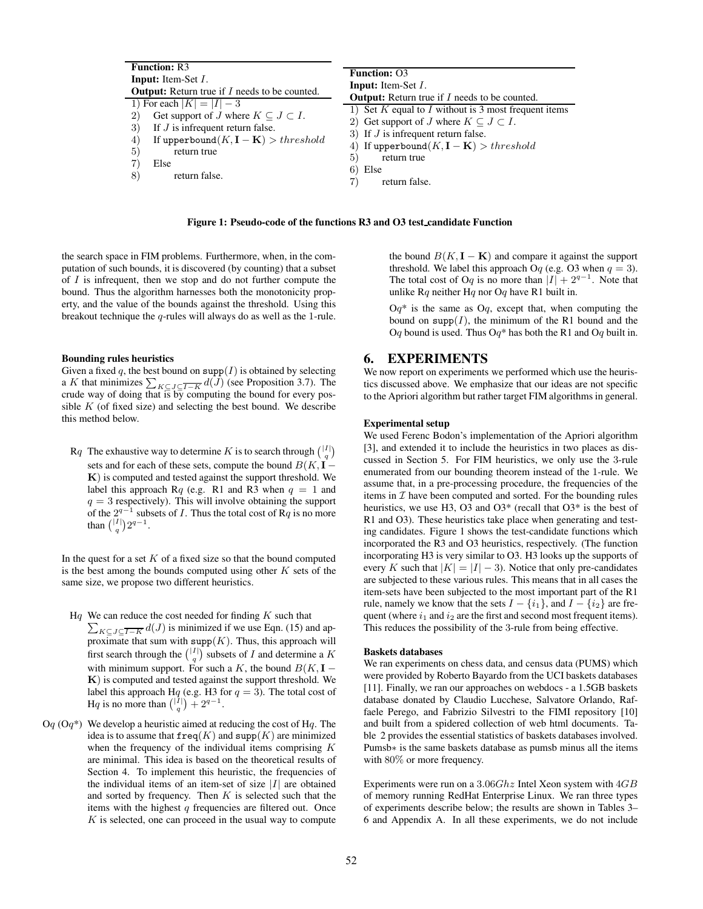**Function:** R3
**Input:** Item-Set $I$.
**Output:** Return true if $I$ needs to be counted.

```
1) For each |K| = |I| - 3
2)     Get support of J where K ⊆ J ⊂ I.
3)     If J is infrequent return false.
4)     If upperbound(K, I - K) > threshold
5)         return true
7)     Else
8)         return false.
```

**Function:** O3
**Input:** Item-Set $I$.
**Output:** Return true if $I$ needs to be counted.

```
1) Set K equal to I without is 3 most frequent items
2) Get support of J where K ⊆ J ⊂ I.
3) If J is infrequent return false.
4) If upperbound(K, I - K) > threshold
5)     return true
6) Else
7)     return false.
```

**Figure 1: Pseudo-code of the functions R3 and O3 test_candidate Function**

the search space in FIM problems. Furthermore, when, in the computation of such bounds, it is discovered (by counting) that a subset of $I$ is infrequent, then we stop and do not further compute the bound. Thus the algorithm harnesses both the monotonicity property, and the value of the bounds against the threshold. Using this breakout technique the $q$-rules will always do as well as the 1-rule.

**Bounding rules heuristics**

Given a fixed $q$, the best bound on $\mathtt{supp}(I)$ is obtained by selecting a $K$ that minimizes $\sum_{K \subseteq J \subseteq \overline{I-K}} d(J)$ (see Proposition 3.7). The crude way of doing that is by computing the bound for every possible $K$ (of fixed size) and selecting the best bound. We describe this method below.

- R$q$ The exhaustive way to determine $K$ is to search through $\binom{|I|}{q}$ sets and for each of these sets, compute the bound $B(K, \mathbf{I}-\mathbf{K})$ is computed and tested against the support threshold. We label this approach R$q$ (e.g. R1 and R3 when $q = 1$ and $q = 3$ respectively). This will involve obtaining the support of the $2^{q-1}$ subsets of $I$. Thus the total cost of R$q$ is no more than $\binom{|I|}{q}2^{q-1}$.

In the quest for a set $K$ of a fixed size so that the bound computed is the best among the bounds computed using other $K$ sets of the same size, we propose two different heuristics.

- H$q$ We can reduce the cost needed for finding $K$ such that $\sum_{K \subseteq J \subseteq \overline{I-K}} d(J)$ is minimized if we use Eqn. (15) and approximate that sum with $\mathtt{supp}(K)$. Thus, this approach will first search through the $\binom{|I|}{q}$ subsets of $I$ and determine a $K$ with minimum support. For such a $K$, the bound $B(K, \mathbf{I}-\mathbf{K})$ is computed and tested against the support threshold. We label this approach H$q$ (e.g. H3 for $q = 3$). The total cost of H$q$ is no more than $\binom{|I|}{q} + 2^{q-1}$.
- O$q$ (O$q$*) We develop a heuristic aimed at reducing the cost of H$q$. The idea is to assume that $\mathtt{freq}(K)$ and $\mathtt{supp}(K)$ are minimized when the frequency of the individual items comprising $K$ are minimal. This idea is based on the theoretical results of Section 4. To implement this heuristic, the frequencies of the individual items of an item-set of size $|I|$ are obtained and sorted by frequency. Then $K$ is selected such that the items with the highest $q$ frequencies are filtered out. Once $K$ is selected, one can proceed in the usual way to compute the bound $B(K, \mathbf{I}-\mathbf{K})$ and compare it against the support threshold. We label this approach O$q$ (e.g. O3 when $q = 3$). The total cost of O$q$ is no more than $|I| + 2^{q-1}$. Note that unlike R$q$ neither H$q$ nor O$q$ have R1 built in.

  O$q$* is the same as O$q$, except that, when computing the bound on $\mathtt{supp}(I)$, the minimum of the R1 bound and the O$q$ bound is used. Thus O$q$* has both the R1 and O$q$ built in.

## 6. EXPERIMENTS

We now report on experiments we performed which use the heuristics discussed above. We emphasize that our ideas are not specific to the Apriori algorithm but rather target FIM algorithms in general.

**Experimental setup**

We used Ferenc Bodon's implementation of the Apriori algorithm [3], and extended it to include the heuristics in two places as discussed in Section 5. For FIM heuristics, we only use the 3-rule enumerated from our bounding theorem instead of the 1-rule. We assume that, in a pre-processing procedure, the frequencies of the items in $\mathcal{I}$ have been computed and sorted. For the bounding rules heuristics, we use H3, O3 and O3* (recall that O3* is the best of R1 and O3). These heuristics take place when generating and testing candidates. Figure 1 shows the test-candidate functions which incorporated the R3 and O3 heuristics, respectively. (The function incorporating H3 is very similar to O3. H3 looks up the supports of every $K$ such that $|K| = |I| - 3$). Notice that only pre-candidates are subjected to these various rules. This means that in all cases the item-sets have been subjected to the most important part of the R1 rule, namely we know that the sets $I - \{i_1\}$, and $I - \{i_2\}$ are frequent (where $i_1$ and $i_2$ are the first and second most frequent items). This reduces the possibility of the 3-rule from being effective.

**Baskets databases**

We ran experiments on chess data, and census data (PUMS) which were provided by Roberto Bayardo from the UCI baskets databases [11]. Finally, we ran our approaches on webdocs - a 1.5GB baskets database donated by Claudio Lucchese, Salvatore Orlando, Raffaele Perego, and Fabrizio Silvestri to the FIMI repository [10] and built from a spidered collection of web html documents. Table 2 provides the essential statistics of baskets databases involved. Pumsb∗ is the same baskets database as pumsb minus all the items with 80% or more frequency.

Experiments were run on a $3.06Ghz$ Intel Xeon system with $4GB$ of memory running RedHat Enterprise Linux. We ran three types of experiments describe below; the results are shown in Tables 3–6 and Appendix A. In all these experiments, we do not include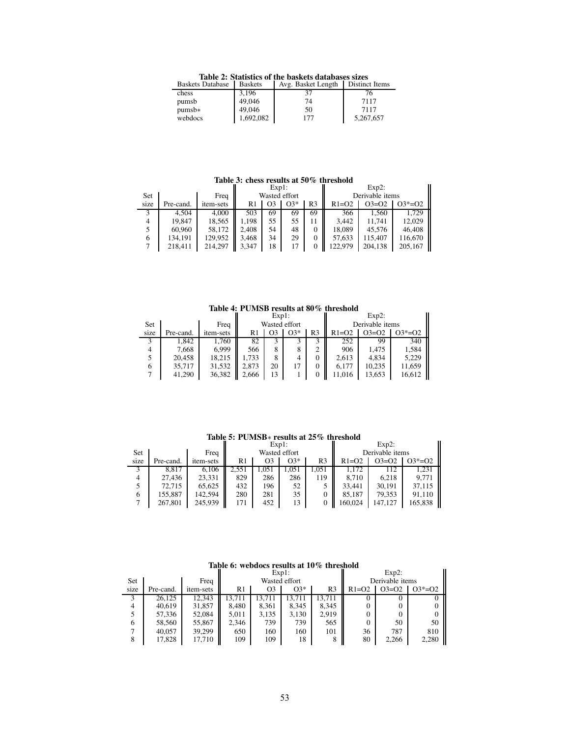**Table 2: Statistics of the baskets databases sizes**

| Baskets Database | Baskets | Avg. Basket Length | Distinct Items |
|---|---|---|---|
| chess | 3,196 | 37 | 76 |
| pumsb | 49,046 | 74 | 7117 |
| pumsb∗ | 49,046 | 50 | 7117 |
| webdocs | 1,692,082 | 177 | 5,267,657 |

**Table 3: chess results at 50% threshold**

| | | | Exp1: | | | | Exp2: | | |
|---|---|---|---|---|---|---|---|---|---|
| | | | Wasted effort | | | | Derivable items | | |
| Set size | Pre-cand. | Freq item-sets | R1 | O3 | O3* | R3 | R1=O2 | O3=O2 | O3*=O2 |
| 3 | 4,504 | 4,000 | 503 | 69 | 69 | 69 | 366 | 1,560 | 1,729 |
| 4 | 19,847 | 18,565 | 1,198 | 55 | 55 | 11 | 3,442 | 11,741 | 12,029 |
| 5 | 60,960 | 58,172 | 2,408 | 54 | 48 | 0 | 18,089 | 45,576 | 46,408 |
| 6 | 134,191 | 129,952 | 3,468 | 34 | 29 | 0 | 57,633 | 115,407 | 116,670 |
| 7 | 218,411 | 214,297 | 3,347 | 18 | 17 | 0 | 122,979 | 204,138 | 205,167 |

**Table 4: PUMSB results at 80% threshold**

| | | | Exp1: | | | | Exp2: | | |
|---|---|---|---|---|---|---|---|---|---|
| | | | Wasted effort | | | | Derivable items | | |
| Set size | Pre-cand. | Freq item-sets | R1 | O3 | O3* | R3 | R1=O2 | O3=O2 | O3*=O2 |
| 3 | 1,842 | 1,760 | 82 | 3 | 3 | 3 | 252 | 99 | 340 |
| 4 | 7,668 | 6,999 | 566 | 8 | 8 | 2 | 906 | 1,475 | 1,584 |
| 5 | 20,458 | 18,215 | 1,733 | 8 | 4 | 0 | 2,613 | 4,834 | 5,229 |
| 6 | 35,717 | 31,532 | 2,873 | 20 | 17 | 0 | 6,177 | 10,235 | 11,659 |
| 7 | 41,290 | 36,382 | 2,666 | 13 | 1 | 0 | 11,016 | 13,653 | 16,612 |

**Table 5: PUMSB∗ results at 25% threshold**

| | | | Exp1: | | | | Exp2: | | |
|---|---|---|---|---|---|---|---|---|---|
| | | | Wasted effort | | | | Derivable items | | |
| Set size | Pre-cand. | Freq item-sets | R1 | O3 | O3* | R3 | R1=O2 | O3=O2 | O3*=O2 |
| 3 | 8,817 | 6,106 | 2,551 | 1,051 | 1,051 | 1,051 | 1,172 | 112 | 1,231 |
| 4 | 27,436 | 23,331 | 829 | 286 | 286 | 119 | 8,710 | 6,218 | 9,771 |
| 5 | 72,715 | 65,625 | 432 | 196 | 52 | 5 | 33,441 | 30,191 | 37,115 |
| 6 | 155,887 | 142,594 | 280 | 281 | 35 | 0 | 85,187 | 79,353 | 91,110 |
| 7 | 267,801 | 245,939 | 171 | 452 | 13 | 0 | 160,024 | 147,127 | 165,838 |

**Table 6: webdocs results at 10% threshold**

| | | | Exp1: | | | | Exp2: | | |
|---|---|---|---|---|---|---|---|---|---|
| | | | Wasted effort | | | | Derivable items | | |
| Set size | Pre-cand. | Freq item-sets | R1 | O3 | O3* | R3 | R1=O2 | O3=O2 | O3*=O2 |
| 3 | 26,125 | 12,343 | 13,711 | 13,711 | 13,711 | 13,711 | 0 | 0 | 0 |
| 4 | 40,619 | 31,857 | 8,480 | 8,361 | 8,345 | 8,345 | 0 | 0 | 0 |
| 5 | 57,336 | 52,084 | 5,011 | 3,135 | 3,130 | 2,919 | 0 | 0 | 0 |
| 6 | 58,560 | 55,867 | 2,346 | 739 | 739 | 565 | 0 | 50 | 50 |
| 7 | 40,057 | 39,299 | 650 | 160 | 160 | 101 | 36 | 787 | 810 |
| 8 | 17,828 | 17,710 | 109 | 109 | 18 | 8 | 80 | 2,266 | 2,280 |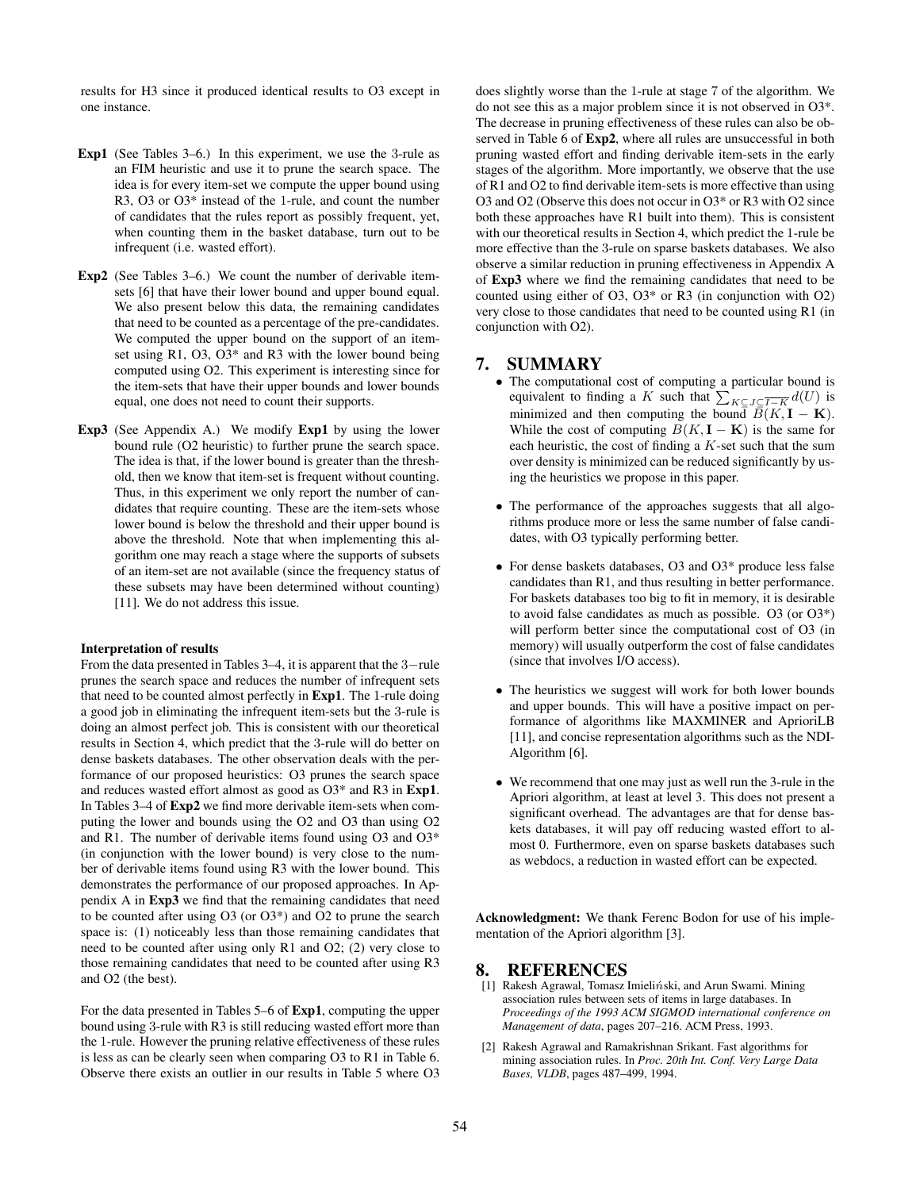results for H3 since it produced identical results to O3 except in one instance.

**Exp1** (See Tables 3–6.) In this experiment, we use the 3-rule as an FIM heuristic and use it to prune the search space. The idea is for every item-set we compute the upper bound using R3, O3 or O3* instead of the 1-rule, and count the number of candidates that the rules report as possibly frequent, yet, when counting them in the basket database, turn out to be infrequent (i.e. wasted effort).

**Exp2** (See Tables 3–6.) We count the number of derivable item-sets [6] that have their lower bound and upper bound equal. We also present below this data, the remaining candidates that need to be counted as a percentage of the pre-candidates. We computed the upper bound on the support of an item-set using R1, O3, O3* and R3 with the lower bound being computed using O2. This experiment is interesting since for the item-sets that have their upper bounds and lower bounds equal, one does not need to count their supports.

**Exp3** (See Appendix A.) We modify **Exp1** by using the lower bound rule (O2 heuristic) to further prune the search space. The idea is that, if the lower bound is greater than the threshold, then we know that item-set is frequent without counting. Thus, in this experiment we only report the number of candidates that require counting. These are the item-sets whose lower bound is below the threshold and their upper bound is above the threshold. Note that when implementing this algorithm one may reach a stage where the supports of subsets of an item-set are not available (since the frequency status of these subsets may have been determined without counting) [11]. We do not address this issue.

**Interpretation of results**

From the data presented in Tables 3–4, it is apparent that the 3−rule prunes the search space and reduces the number of infrequent sets that need to be counted almost perfectly in **Exp1**. The 1-rule doing a good job in eliminating the infrequent item-sets but the 3-rule is doing an almost perfect job. This is consistent with our theoretical results in Section 4, which predict that the 3-rule will do better on dense baskets databases. The other observation deals with the performance of our proposed heuristics: O3 prunes the search space and reduces wasted effort almost as good as O3* and R3 in **Exp1**. In Tables 3–4 of **Exp2** we find more derivable item-sets when computing the lower and bounds using the O2 and O3 than using O2 and R1. The number of derivable items found using O3 and O3* (in conjunction with the lower bound) is very close to the number of derivable items found using R3 with the lower bound. This demonstrates the performance of our proposed approaches. In Appendix A in **Exp3** we find that the remaining candidates that need to be counted after using O3 (or O3*) and O2 to prune the search space is: (1) noticeably less than those remaining candidates that need to be counted after using only R1 and O2; (2) very close to those remaining candidates that need to be counted after using R3 and O2 (the best).

For the data presented in Tables 5–6 of **Exp1**, computing the upper bound using 3-rule with R3 is still reducing wasted effort more than the 1-rule. However the pruning relative effectiveness of these rules is less as can be clearly seen when comparing O3 to R1 in Table 6. Observe there exists an outlier in our results in Table 5 where O3 does slightly worse than the 1-rule at stage 7 of the algorithm. We do not see this as a major problem since it is not observed in O3*. The decrease in pruning effectiveness of these rules can also be observed in Table 6 of **Exp2**, where all rules are unsuccessful in both pruning wasted effort and finding derivable item-sets in the early stages of the algorithm. More importantly, we observe that the use of R1 and O2 to find derivable item-sets is more effective than using O3 and O2 (Observe this does not occur in O3* or R3 with O2 since both these approaches have R1 built into them). This is consistent with our theoretical results in Section 4, which predict the 1-rule be more effective than the 3-rule on sparse baskets databases. We also observe a similar reduction in pruning effectiveness in Appendix A of **Exp3** where we find the remaining candidates that need to be counted using either of O3, O3* or R3 (in conjunction with O2) very close to those candidates that need to be counted using R1 (in conjunction with O2).

## 7. SUMMARY

- The computational cost of computing a particular bound is equivalent to finding a $K$ such that $\sum_{K \subseteq J \subseteq \overline{I-K}} d(U)$ is minimized and then computing the bound $B(K, \mathbf{I} - \mathbf{K})$. While the cost of computing $B(K, \mathbf{I} - \mathbf{K})$ is the same for each heuristic, the cost of finding a $K$-set such that the sum over density is minimized can be reduced significantly by using the heuristics we propose in this paper.

- The performance of the approaches suggests that all algorithms produce more or less the same number of false candidates, with O3 typically performing better.

- For dense baskets databases, O3 and O3* produce less false candidates than R1, and thus resulting in better performance. For baskets databases too big to fit in memory, it is desirable to avoid false candidates as much as possible. O3 (or O3*) will perform better since the computational cost of O3 (in memory) will usually outperform the cost of false candidates (since that involves I/O access).

- The heuristics we suggest will work for both lower bounds and upper bounds. This will have a positive impact on performance of algorithms like MAXMINER and AprioriLB [11], and concise representation algorithms such as the NDI-Algorithm [6].

- We recommend that one may just as well run the 3-rule in the Apriori algorithm, at least at level 3. This does not present a significant overhead. The advantages are that for dense baskets databases, it will pay off reducing wasted effort to almost 0. Furthermore, even on sparse baskets databases such as webdocs, a reduction in wasted effort can be expected.

**Acknowledgment:** We thank Ferenc Bodon for use of his implementation of the Apriori algorithm [3].

## 8. REFERENCES

[1] Rakesh Agrawal, Tomasz Imieliński, and Arun Swami. Mining association rules between sets of items in large databases. In *Proceedings of the 1993 ACM SIGMOD international conference on Management of data*, pages 207–216. ACM Press, 1993.

[2] Rakesh Agrawal and Ramakrishnan Srikant. Fast algorithms for mining association rules. In *Proc. 20th Int. Conf. Very Large Data Bases, VLDB*, pages 487–499, 1994.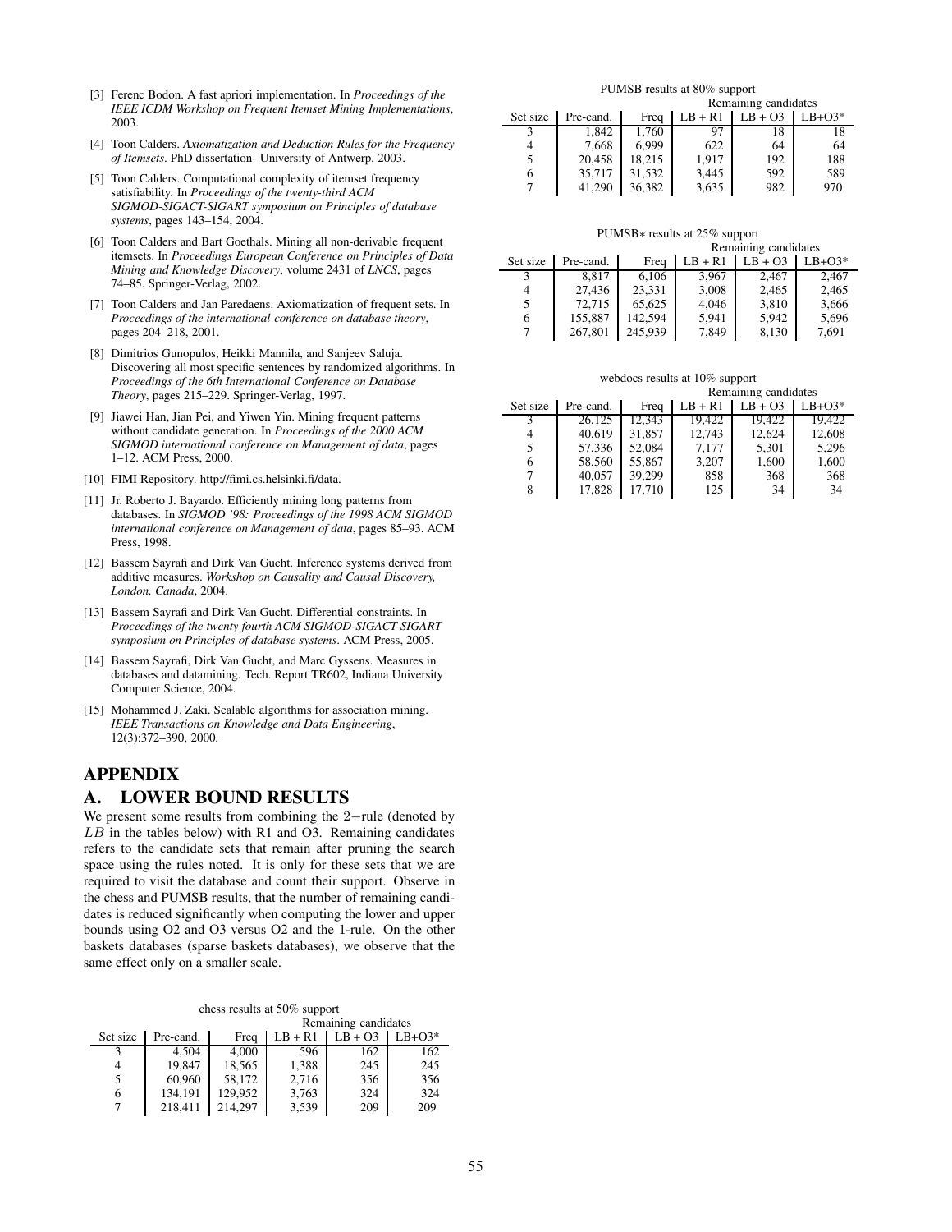[3] Ferenc Bodon. A fast apriori implementation. In *Proceedings of the IEEE ICDM Workshop on Frequent Itemset Mining Implementations*, 2003.

[4] Toon Calders. *Axiomatization and Deduction Rules for the Frequency of Itemsets*. PhD dissertation- University of Antwerp, 2003.

[5] Toon Calders. Computational complexity of itemset frequency satisfiability. In *Proceedings of the twenty-third ACM SIGMOD-SIGACT-SIGART symposium on Principles of database systems*, pages 143–154, 2004.

[6] Toon Calders and Bart Goethals. Mining all non-derivable frequent itemsets. In *Proceedings European Conference on Principles of Data Mining and Knowledge Discovery*, volume 2431 of *LNCS*, pages 74–85. Springer-Verlag, 2002.

[7] Toon Calders and Jan Paredaens. Axiomatization of frequent sets. In *Proceedings of the international conference on database theory*, pages 204–218, 2001.

[8] Dimitrios Gunopulos, Heikki Mannila, and Sanjeev Saluja. Discovering all most specific sentences by randomized algorithms. In *Proceedings of the 6th International Conference on Database Theory*, pages 215–229. Springer-Verlag, 1997.

[9] Jiawei Han, Jian Pei, and Yiwen Yin. Mining frequent patterns without candidate generation. In *Proceedings of the 2000 ACM SIGMOD international conference on Management of data*, pages 1–12. ACM Press, 2000.

[10] FIMI Repository. http://fimi.cs.helsinki.fi/data.

[11] Jr. Roberto J. Bayardo. Efficiently mining long patterns from databases. In *SIGMOD '98: Proceedings of the 1998 ACM SIGMOD international conference on Management of data*, pages 85–93. ACM Press, 1998.

[12] Bassem Sayrafi and Dirk Van Gucht. Inference systems derived from additive measures. *Workshop on Causality and Causal Discovery, London, Canada*, 2004.

[13] Bassem Sayrafi and Dirk Van Gucht. Differential constraints. In *Proceedings of the twenty fourth ACM SIGMOD-SIGACT-SIGART symposium on Principles of database systems*. ACM Press, 2005.

[14] Bassem Sayrafi, Dirk Van Gucht, and Marc Gyssens. Measures in databases and datamining. Tech. Report TR602, Indiana University Computer Science, 2004.

[15] Mohammed J. Zaki. Scalable algorithms for association mining. *IEEE Transactions on Knowledge and Data Engineering*, 12(3):372–390, 2000.

# APPENDIX

## A. LOWER BOUND RESULTS

We present some results from combining the 2−rule (denoted by $LB$ in the tables below) with R1 and O3. Remaining candidates refers to the candidate sets that remain after pruning the search space using the rules noted. It is only for these sets that we are required to visit the database and count their support. Observe in the chess and PUMSB results, that the number of remaining candidates is reduced significantly when computing the lower and upper bounds using O2 and O3 versus O2 and the 1-rule. On the other baskets databases (sparse baskets databases), we observe that the same effect only on a smaller scale.

chess results at 50% support

| | | | Remaining candidates | | |
|---|---|---|---|---|---|
| Set size | Pre-cand. | Freq | LB + R1 | LB + O3 | LB+O3* |
| 3 | 4,504 | 4,000 | 596 | 162 | 162 |
| 4 | 19,847 | 18,565 | 1,388 | 245 | 245 |
| 5 | 60,960 | 58,172 | 2,716 | 356 | 356 |
| 6 | 134,191 | 129,952 | 3,763 | 324 | 324 |
| 7 | 218,411 | 214,297 | 3,539 | 209 | 209 |

PUMSB results at 80% support

| | | | Remaining candidates | | |
|---|---|---|---|---|---|
| Set size | Pre-cand. | Freq | LB + R1 | LB + O3 | LB+O3* |
| 3 | 1,842 | 1,760 | 97 | 18 | 18 |
| 4 | 7,668 | 6,999 | 622 | 64 | 64 |
| 5 | 20,458 | 18,215 | 1,917 | 192 | 188 |
| 6 | 35,717 | 31,532 | 3,445 | 592 | 589 |
| 7 | 41,290 | 36,382 | 3,635 | 982 | 970 |

PUMSB∗ results at 25% support

| | | | Remaining candidates | | |
|---|---|---|---|---|---|
| Set size | Pre-cand. | Freq | LB + R1 | LB + O3 | LB+O3* |
| 3 | 8,817 | 6,106 | 3,967 | 2,467 | 2,467 |
| 4 | 27,436 | 23,331 | 3,008 | 2,465 | 2,465 |
| 5 | 72,715 | 65,625 | 4,046 | 3,810 | 3,666 |
| 6 | 155,887 | 142,594 | 5,941 | 5,942 | 5,696 |
| 7 | 267,801 | 245,939 | 7,849 | 8,130 | 7,691 |

webdocs results at 10% support

| | | | Remaining candidates | | |
|---|---|---|---|---|---|
| Set size | Pre-cand. | Freq | LB + R1 | LB + O3 | LB+O3* |
| 3 | 26,125 | 12,343 | 19,422 | 19,422 | 19,422 |
| 4 | 40,619 | 31,857 | 12,743 | 12,624 | 12,608 |
| 5 | 57,336 | 52,084 | 7,177 | 5,301 | 5,296 |
| 6 | 58,560 | 55,867 | 3,207 | 1,600 | 1,600 |
| 7 | 40,057 | 39,299 | 858 | 368 | 368 |
| 8 | 17,828 | 17,710 | 125 | 34 | 34 |